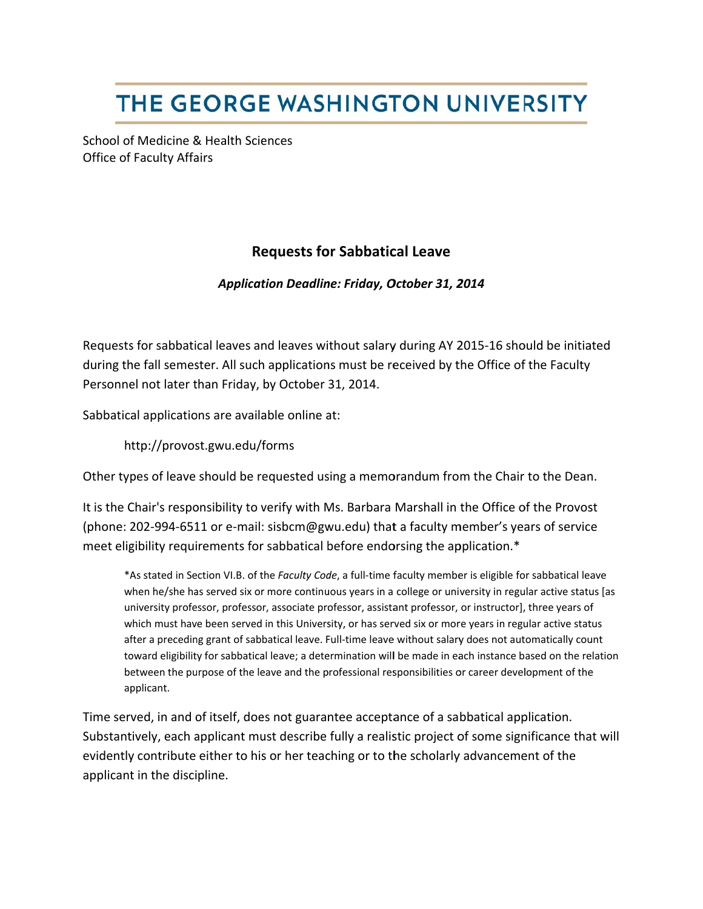# THE GEORGE WASHINGTON UNIVERSITY

School of Medicine & Health Sciences
Office of Faculty Affairs

## Requests for Sabbatical Leave

***Application Deadline: Friday, October 31, 2014***

Requests for sabbatical leaves and leaves without salary during AY 2015-16 should be initiated during the fall semester. All such applications must be received by the Office of the Faculty Personnel not later than Friday, by October 31, 2014.

Sabbatical applications are available online at:

> http://provost.gwu.edu/forms

Other types of leave should be requested using a memorandum from the Chair to the Dean.

It is the Chair's responsibility to verify with Ms. Barbara Marshall in the Office of the Provost (phone: 202-994-6511 or e-mail: sisbcm@gwu.edu) that a faculty member's years of service meet eligibility requirements for sabbatical before endorsing the application.*

> *As stated in Section VI.B. of the *Faculty Code*, a full-time faculty member is eligible for sabbatical leave when he/she has served six or more continuous years in a college or university in regular active status [as university professor, professor, associate professor, assistant professor, or instructor], three years of which must have been served in this University, or has served six or more years in regular active status after a preceding grant of sabbatical leave. Full-time leave without salary does not automatically count toward eligibility for sabbatical leave; a determination will be made in each instance based on the relation between the purpose of the leave and the professional responsibilities or career development of the applicant.

Time served, in and of itself, does not guarantee acceptance of a sabbatical application. Substantively, each applicant must describe fully a realistic project of some significance that will evidently contribute either to his or her teaching or to the scholarly advancement of the applicant in the discipline.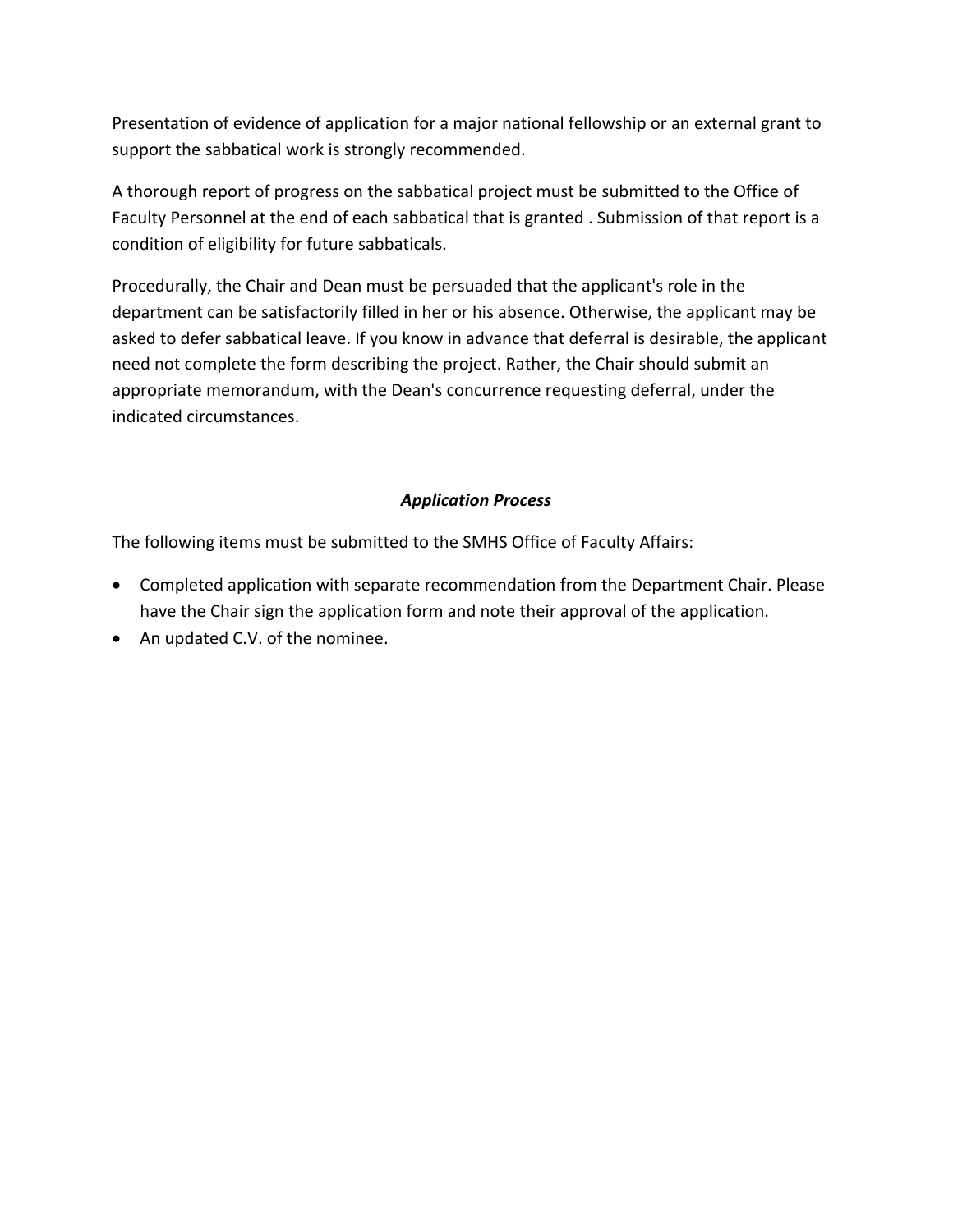Presentation of evidence of application for a major national fellowship or an external grant to support the sabbatical work is strongly recommended.

A thorough report of progress on the sabbatical project must be submitted to the Office of Faculty Personnel at the end of each sabbatical that is granted . Submission of that report is a condition of eligibility for future sabbaticals.

Procedurally, the Chair and Dean must be persuaded that the applicant's role in the department can be satisfactorily filled in her or his absence. Otherwise, the applicant may be asked to defer sabbatical leave. If you know in advance that deferral is desirable, the applicant need not complete the form describing the project. Rather, the Chair should submit an appropriate memorandum, with the Dean's concurrence requesting deferral, under the indicated circumstances.

### ***Application Process***

The following items must be submitted to the SMHS Office of Faculty Affairs:

- Completed application with separate recommendation from the Department Chair. Please have the Chair sign the application form and note their approval of the application.
- An updated C.V. of the nominee.